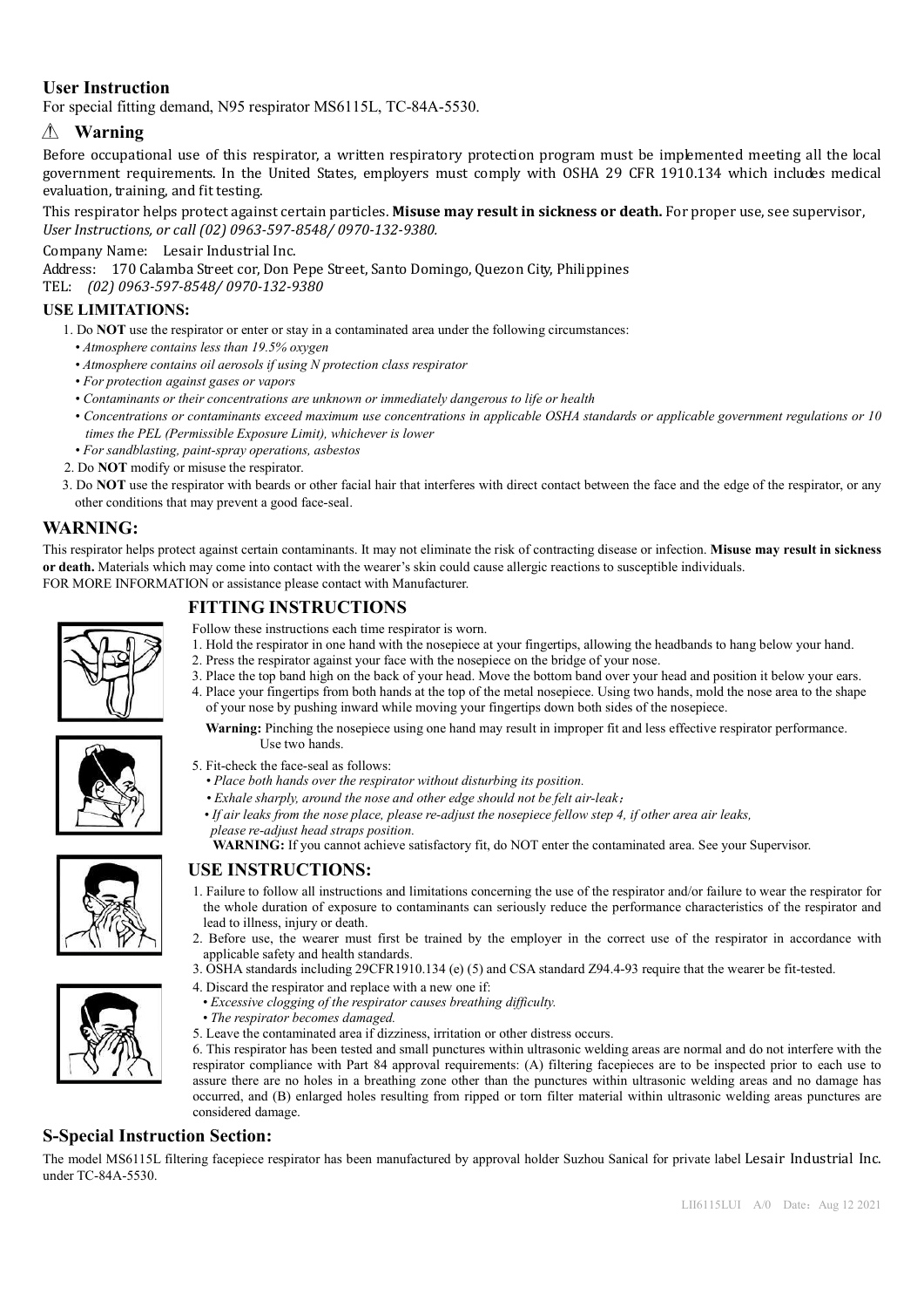## User Instruction

For special fitting demand, N95 respirator MS6115L, TC-84A-5530.

## ⚠ Warning

Before occupational use of this respirator, a written respiratory protection program must be implemented meeting all the local government requirements. In the United States, employers must comply with OSHA 29 CFR 1910.134 which includes medical evaluation, training, and fit testing.

This respirator helps protect against certain particles. **Misuse may result in sickness or death.** For proper use, see supervisor, *User Instructions, or call (02) 0963-597-8548/ 0970-132-9380.*

Company Name: Lesair Industrial Inc.

Address: 170 Calamba Street cor, Don Pepe Street, Santo Domingo, Quezon City, Philippines

TEL: *(02) 0963-597-8548/ 0970-132-9380*

### USE LIMITATIONS:

1. Do **NOT** use the respirator or enter or stay in a contaminated area under the following circumstances:
   - *Atmosphere contains less than 19.5% oxygen*
   - *Atmosphere contains oil aerosols if using N protection class respirator*
   - *For protection against gases or vapors*
   - *Contaminants or their concentrations are unknown or immediately dangerous to life or health*
   - *Concentrations or contaminants exceed maximum use concentrations in applicable OSHA standards or applicable government regulations or 10 times the PEL (Permissible Exposure Limit), whichever is lower*
   - *For sandblasting, paint-spray operations, asbestos*
2. Do **NOT** modify or misuse the respirator.
3. Do **NOT** use the respirator with beards or other facial hair that interferes with direct contact between the face and the edge of the respirator, or any other conditions that may prevent a good face-seal.

## WARNING:

This respirator helps protect against certain contaminants. It may not eliminate the risk of contracting disease or infection. **Misuse may result in sickness or death.** Materials which may come into contact with the wearer's skin could cause allergic reactions to susceptible individuals.

FOR MORE INFORMATION or assistance please contact with Manufacturer.

## FITTING INSTRUCTIONS

Follow these instructions each time respirator is worn.

1. Hold the respirator in one hand with the nosepiece at your fingertips, allowing the headbands to hang below your hand.
2. Press the respirator against your face with the nosepiece on the bridge of your nose.
3. Place the top band high on the back of your head. Move the bottom band over your head and position it below your ears.
4. Place your fingertips from both hands at the top of the metal nosepiece. Using two hands, mold the nose area to the shape of your nose by pushing inward while moving your fingertips down both sides of the nosepiece.

   **Warning:** Pinching the nosepiece using one hand may result in improper fit and less effective respirator performance. Use two hands.

5. Fit-check the face-seal as follows:
   - *Place both hands over the respirator without disturbing its position.*
   - *Exhale sharply, around the nose and other edge should not be felt air-leak；*
   - *If air leaks from the nose place, please re-adjust the nosepiece fellow step 4, if other area air leaks, please re-adjust head straps position.*

   **WARNING:** If you cannot achieve satisfactory fit, do NOT enter the contaminated area. See your Supervisor.

## USE INSTRUCTIONS:

1. Failure to follow all instructions and limitations concerning the use of the respirator and/or failure to wear the respirator for the whole duration of exposure to contaminants can seriously reduce the performance characteristics of the respirator and lead to illness, injury or death.
2. Before use, the wearer must first be trained by the employer in the correct use of the respirator in accordance with applicable safety and health standards.
3. OSHA standards including 29CFR1910.134 (e) (5) and CSA standard Z94.4-93 require that the wearer be fit-tested.
4. Discard the respirator and replace with a new one if:
   - *Excessive clogging of the respirator causes breathing difficulty.*
   - *The respirator becomes damaged.*
5. Leave the contaminated area if dizziness, irritation or other distress occurs.
6. This respirator has been tested and small punctures within ultrasonic welding areas are normal and do not interfere with the respirator compliance with Part 84 approval requirements: (A) filtering facepieces are to be inspected prior to each use to assure there are no holes in a breathing zone other than the punctures within ultrasonic welding areas and no damage has occurred, and (B) enlarged holes resulting from ripped or torn filter material within ultrasonic welding areas punctures are considered damage.

## S-Special Instruction Section:

The model MS6115L filtering facepiece respirator has been manufactured by approval holder Suzhou Sanical for private label Lesair Industrial Inc. under TC-84A-5530.

LII6115LUI A/0 Date：Aug 12 2021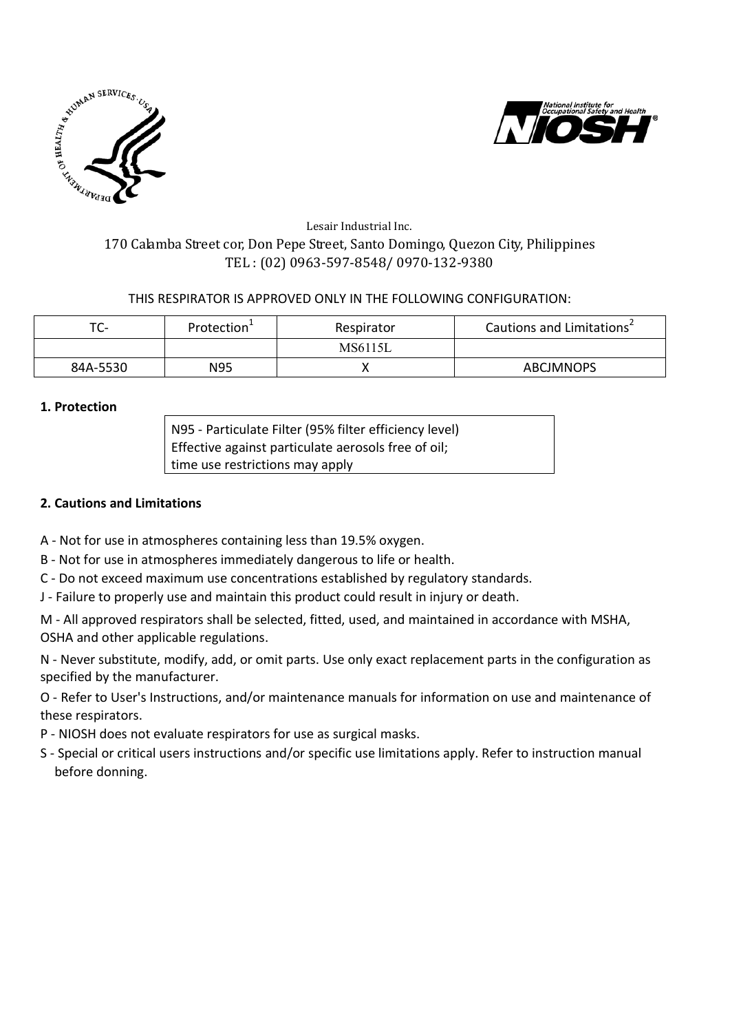Lesair Industrial Inc.

170 Calamba Street cor, Don Pepe Street, Santo Domingo, Quezon City, Philippines

TEL : (02) 0963-597-8548/ 0970-132-9380

THIS RESPIRATOR IS APPROVED ONLY IN THE FOLLOWING CONFIGURATION:

| TC- | Protection[1] | Respirator | Cautions and Limitations[2] |
|---|---|---|---|
| | | MS6115L | |
| 84A-5530 | N95 | X | ABCJMNOPS |

**1. Protection**

| |
|---|
| N95 - Particulate Filter (95% filter efficiency level) Effective against particulate aerosols free of oil; time use restrictions may apply |

**2. Cautions and Limitations**

A - Not for use in atmospheres containing less than 19.5% oxygen.

B - Not for use in atmospheres immediately dangerous to life or health.

C - Do not exceed maximum use concentrations established by regulatory standards.

J - Failure to properly use and maintain this product could result in injury or death.

M - All approved respirators shall be selected, fitted, used, and maintained in accordance with MSHA, OSHA and other applicable regulations.

N - Never substitute, modify, add, or omit parts. Use only exact replacement parts in the configuration as specified by the manufacturer.

O - Refer to User's Instructions, and/or maintenance manuals for information on use and maintenance of these respirators.

P - NIOSH does not evaluate respirators for use as surgical masks.

S - Special or critical users instructions and/or specific use limitations apply. Refer to instruction manual before donning.